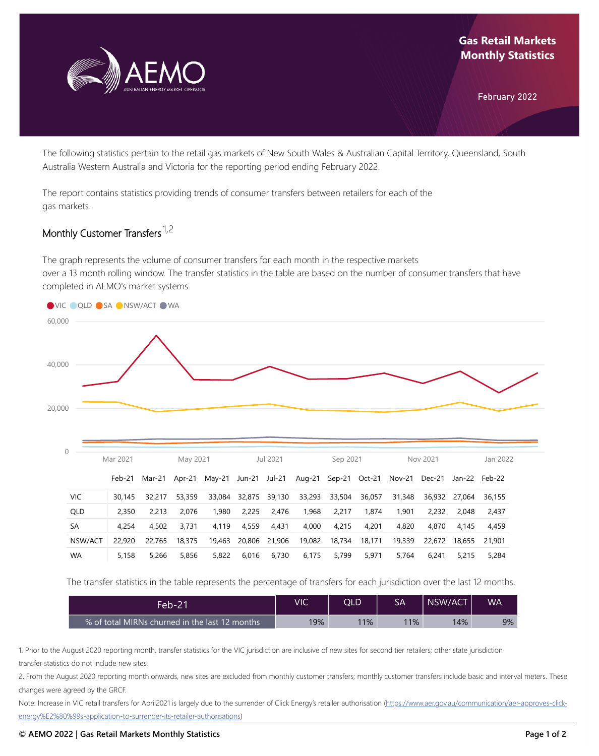# Gas Retail Markets Monthly Statistics

February 2022

The following statistics pertain to the retail gas markets of New South Wales & Australian Capital Territory, Queensland, South Australia Western Australia and Victoria for the reporting period ending February 2022.

The report contains statistics providing trends of consumer transfers between retailers for each of the gas markets.

## Monthly Customer Transfers [1,2]

The graph represents the volume of consumer transfers for each month in the respective markets over a 13 month rolling window. The transfer statistics in the table are based on the number of consumer transfers that have completed in AEMO's market systems.

| | Feb-21 | Mar-21 | Apr-21 | May-21 | Jun-21 | Jul-21 | Aug-21 | Sep-21 | Oct-21 | Nov-21 | Dec-21 | Jan-22 | Feb-22 |
|---|---|---|---|---|---|---|---|---|---|---|---|---|---|
| VIC | 30,145 | 32,217 | 53,359 | 33,084 | 32,875 | 39,130 | 33,293 | 33,504 | 36,057 | 31,348 | 36,932 | 27,064 | 36,155 |
| QLD | 2,350 | 2,213 | 2,076 | 1,980 | 2,225 | 2,476 | 1,968 | 2,217 | 1,874 | 1,901 | 2,232 | 2,048 | 2,437 |
| SA | 4,254 | 4,502 | 3,731 | 4,119 | 4,559 | 4,431 | 4,000 | 4,215 | 4,201 | 4,820 | 4,870 | 4,145 | 4,459 |
| NSW/ACT | 22,920 | 22,765 | 18,375 | 19,463 | 20,806 | 21,906 | 19,082 | 18,734 | 18,171 | 19,339 | 22,672 | 18,655 | 21,901 |
| WA | 5,158 | 5,266 | 5,856 | 5,822 | 6,016 | 6,730 | 6,175 | 5,799 | 5,971 | 5,764 | 6,241 | 5,215 | 5,284 |

The transfer statistics in the table represents the percentage of transfers for each jurisdiction over the last 12 months.

| Feb-21 | VIC | QLD | SA | NSW/ACT | WA |
|---|---|---|---|---|---|
| % of total MIRNs churned in the last 12 months | 19% | 11% | 11% | 14% | 9% |

1. Prior to the August 2020 reporting month, transfer statistics for the VIC jurisdiction are inclusive of new sites for second tier retailers; other state jurisdiction transfer statistics do not include new sites.

2. From the August 2020 reporting month onwards, new sites are excluded from monthly customer transfers; monthly customer transfers include basic and interval meters. These changes were agreed by the GRCF.

Note: Increase in VIC retail transfers for April2021 is largely due to the surrender of Click Energy's retailer authorisation (https://www.aer.gov.au/communication/aer-approves-click-energy%E2%80%99s-application-to-surrender-its-retailer-authorisations)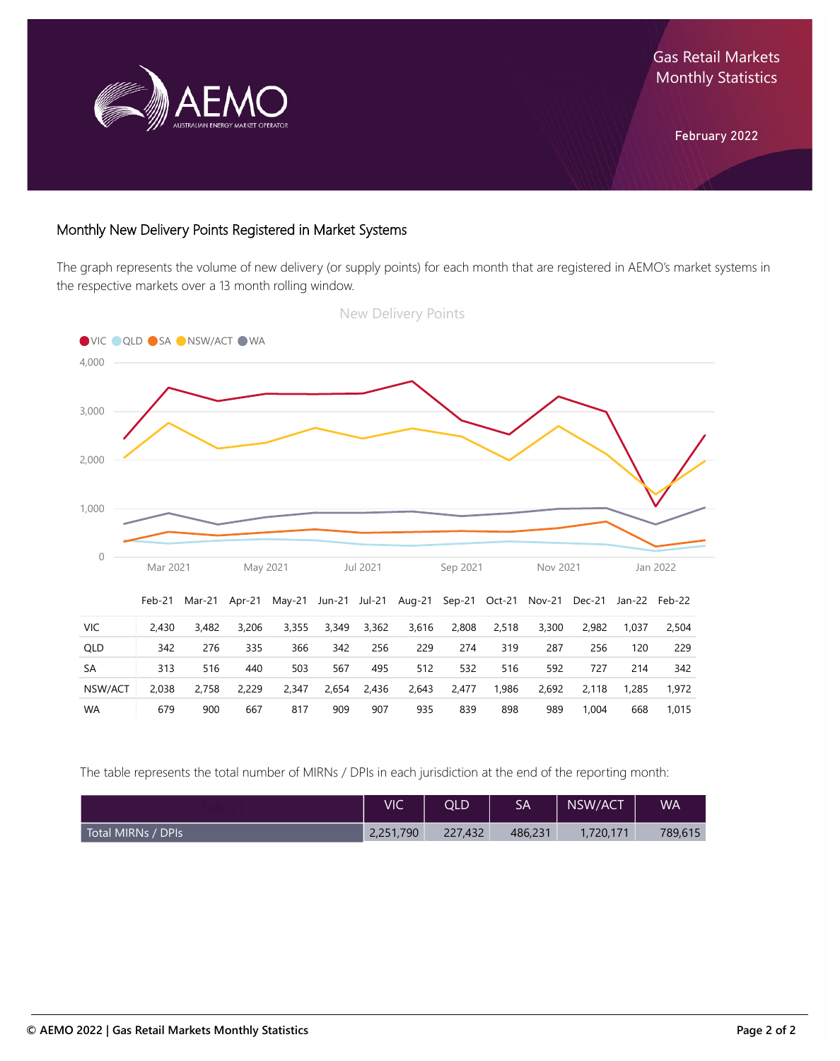Gas Retail Markets Monthly Statistics

February 2022

## Monthly New Delivery Points Registered in Market Systems

The graph represents the volume of new delivery (or supply points) for each month that are registered in AEMO's market systems in the respective markets over a 13 month rolling window.

New Delivery Points

VIC QLD SA NSW/ACT WA

4,000
3,000
2,000
1,000
0

Mar 2021 May 2021 Jul 2021 Sep 2021 Nov 2021 Jan 2022

| | Feb-21 | Mar-21 | Apr-21 | May-21 | Jun-21 | Jul-21 | Aug-21 | Sep-21 | Oct-21 | Nov-21 | Dec-21 | Jan-22 | Feb-22 |
|---|---|---|---|---|---|---|---|---|---|---|---|---|---|
| VIC | 2,430 | 3,482 | 3,206 | 3,355 | 3,349 | 3,362 | 3,616 | 2,808 | 2,518 | 3,300 | 2,982 | 1,037 | 2,504 |
| QLD | 342 | 276 | 335 | 366 | 342 | 256 | 229 | 274 | 319 | 287 | 256 | 120 | 229 |
| SA | 313 | 516 | 440 | 503 | 567 | 495 | 512 | 532 | 516 | 592 | 727 | 214 | 342 |
| NSW/ACT | 2,038 | 2,758 | 2,229 | 2,347 | 2,654 | 2,436 | 2,643 | 2,477 | 1,986 | 2,692 | 2,118 | 1,285 | 1,972 |
| WA | 679 | 900 | 667 | 817 | 909 | 907 | 935 | 839 | 898 | 989 | 1,004 | 668 | 1,015 |

The table represents the total number of MIRNs / DPIs in each jurisdiction at the end of the reporting month:

| Feb-21 | VIC | QLD | SA | NSW/ACT | WA |
|---|---|---|---|---|---|
| Total MIRNs / DPIs | 2,251,790 | 227,432 | 486,231 | 1,720,171 | 789,615 |